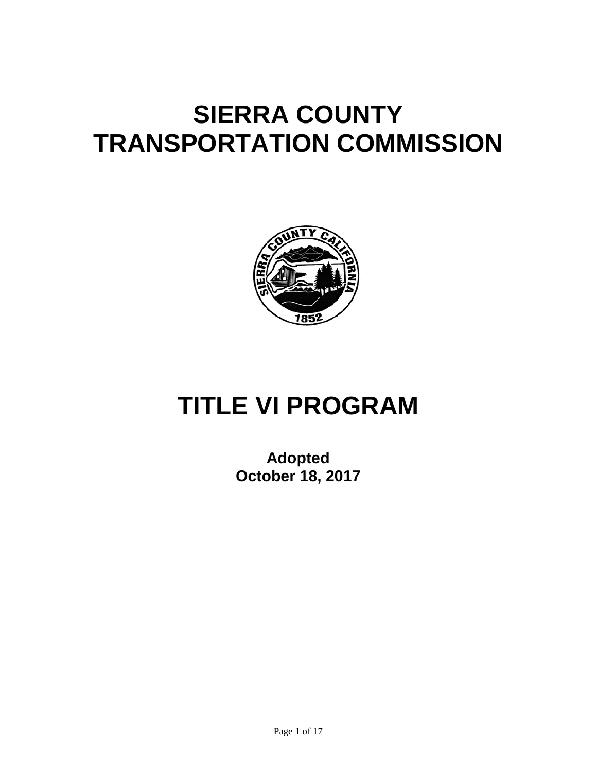# SIERRA COUNTY TRANSPORTATION COMMISSION

# TITLE VI PROGRAM

**Adopted**
**October 18, 2017**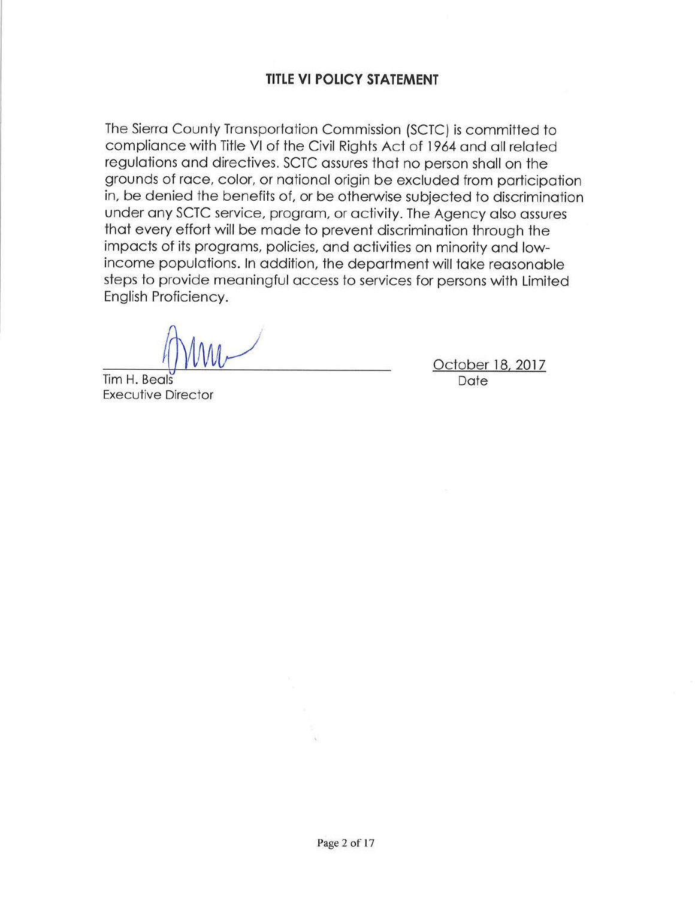## TITLE VI POLICY STATEMENT

The Sierra County Transportation Commission (SCTC) is committed to compliance with Title VI of the Civil Rights Act of 1964 and all related regulations and directives. SCTC assures that no person shall on the grounds of race, color, or national origin be excluded from participation in, be denied the benefits of, or be otherwise subjected to discrimination under any SCTC service, program, or activity. The Agency also assures that every effort will be made to prevent discrimination through the impacts of its programs, policies, and activities on minority and low-income populations. In addition, the department will take reasonable steps to provide meaningful access to services for persons with Limited English Proficiency.

Tim H. Beals
Executive Director

October 18, 2017
Date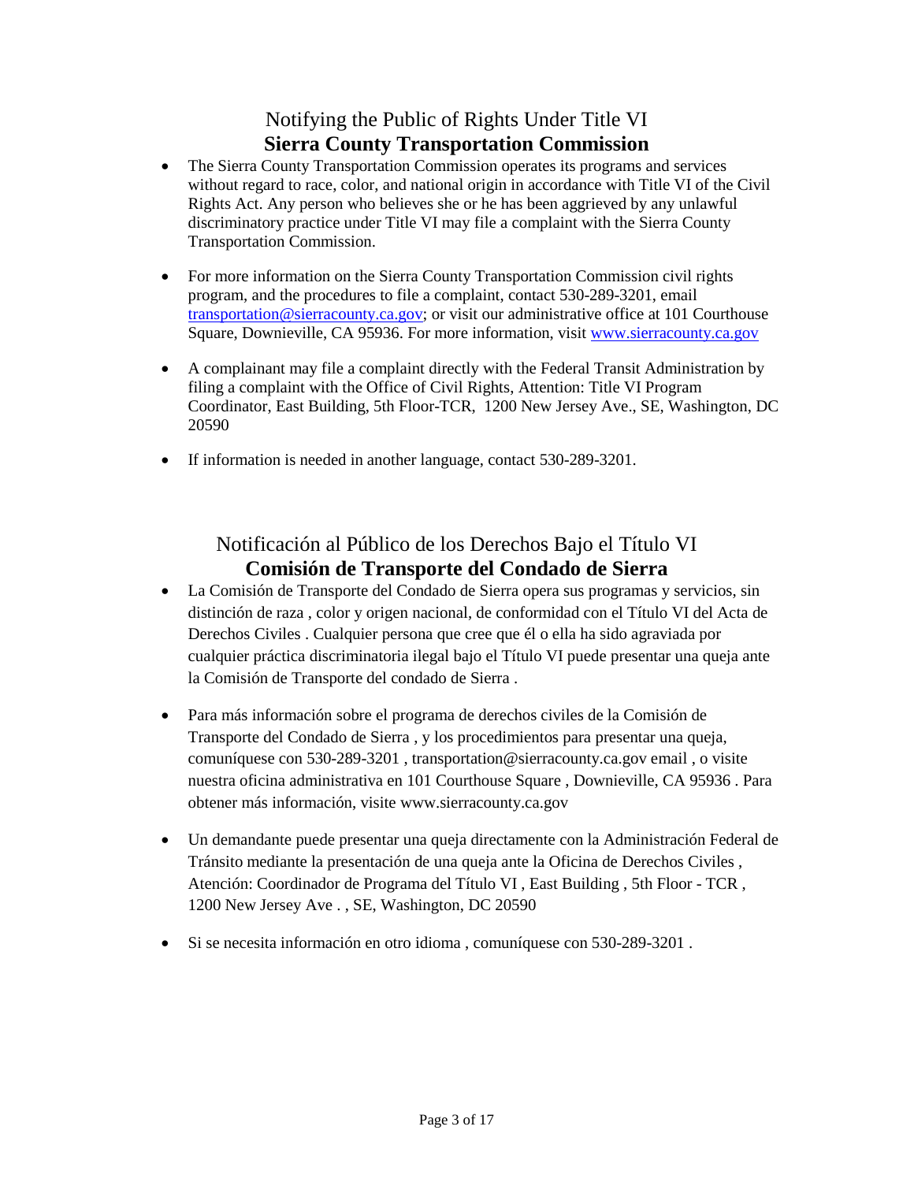## Notifying the Public of Rights Under Title VI
## **Sierra County Transportation Commission**

- The Sierra County Transportation Commission operates its programs and services without regard to race, color, and national origin in accordance with Title VI of the Civil Rights Act. Any person who believes she or he has been aggrieved by any unlawful discriminatory practice under Title VI may file a complaint with the Sierra County Transportation Commission.

- For more information on the Sierra County Transportation Commission civil rights program, and the procedures to file a complaint, contact 530-289-3201, email transportation@sierracounty.ca.gov; or visit our administrative office at 101 Courthouse Square, Downieville, CA 95936. For more information, visit www.sierracounty.ca.gov

- A complainant may file a complaint directly with the Federal Transit Administration by filing a complaint with the Office of Civil Rights, Attention: Title VI Program Coordinator, East Building, 5th Floor-TCR, 1200 New Jersey Ave., SE, Washington, DC 20590

- If information is needed in another language, contact 530-289-3201.

## Notificación al Público de los Derechos Bajo el Título VI
## **Comisión de Transporte del Condado de Sierra**

- La Comisión de Transporte del Condado de Sierra opera sus programas y servicios, sin distinción de raza , color y origen nacional, de conformidad con el Título VI del Acta de Derechos Civiles . Cualquier persona que cree que él o ella ha sido agraviada por cualquier práctica discriminatoria ilegal bajo el Título VI puede presentar una queja ante la Comisión de Transporte del condado de Sierra .

- Para más información sobre el programa de derechos civiles de la Comisión de Transporte del Condado de Sierra , y los procedimientos para presentar una queja, comuníquese con 530-289-3201 , transportation@sierracounty.ca.gov email , o visite nuestra oficina administrativa en 101 Courthouse Square , Downieville, CA 95936 . Para obtener más información, visite www.sierracounty.ca.gov

- Un demandante puede presentar una queja directamente con la Administración Federal de Tránsito mediante la presentación de una queja ante la Oficina de Derechos Civiles , Atención: Coordinador de Programa del Título VI , East Building , 5th Floor - TCR , 1200 New Jersey Ave . , SE, Washington, DC 20590

- Si se necesita información en otro idioma , comuníquese con 530-289-3201 .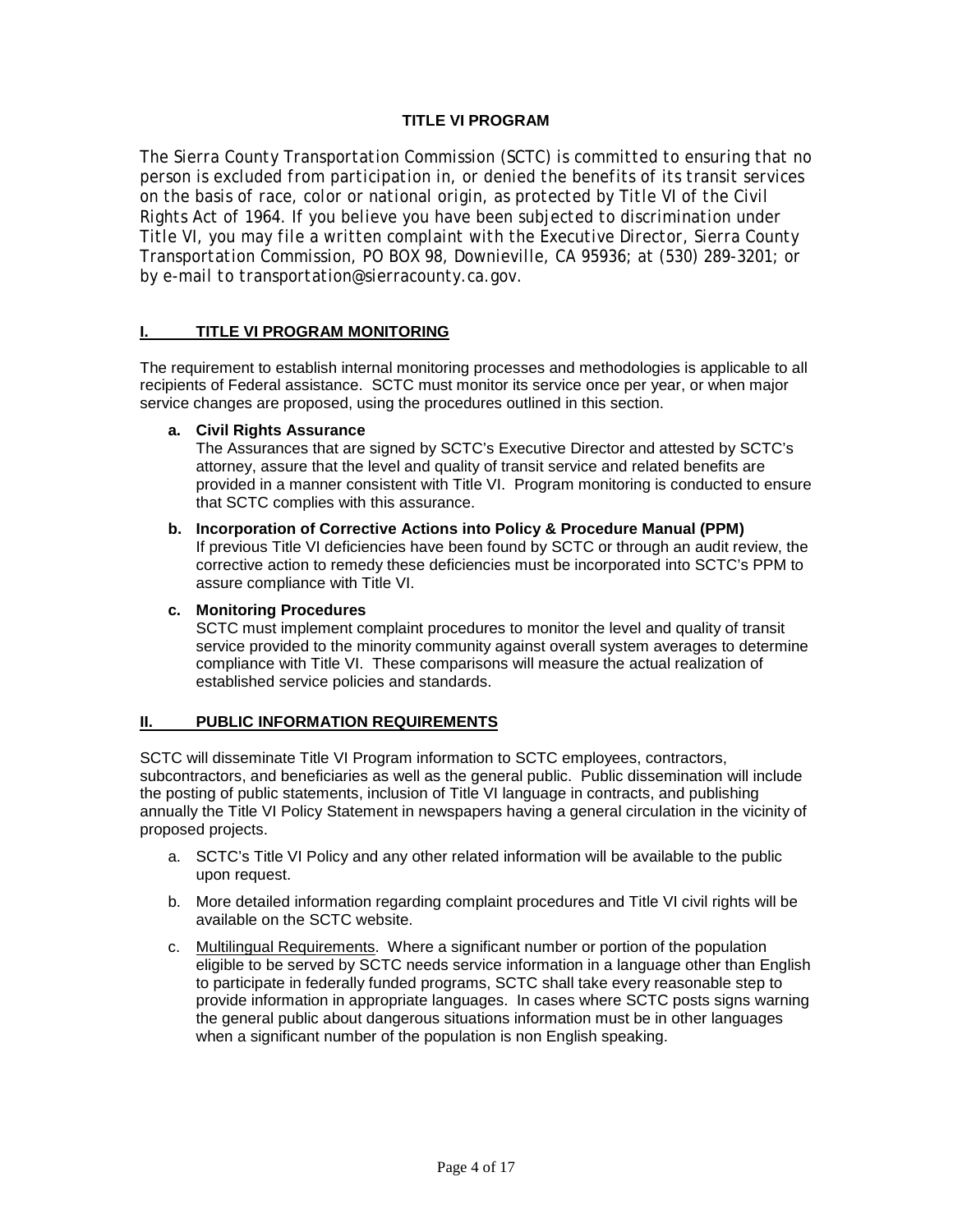**TITLE VI PROGRAM**

*The Sierra County Transportation Commission (SCTC) is committed to ensuring that no person is excluded from participation in, or denied the benefits of its transit services on the basis of race, color or national origin, as protected by Title VI of the Civil Rights Act of 1964. If you believe you have been subjected to discrimination under Title VI, you may file a written complaint with the Executive Director, Sierra County Transportation Commission, PO BOX 98, Downieville, CA 95936; at (530) 289-3201; or by e-mail to transportation@sierracounty.ca.gov.*

## I. TITLE VI PROGRAM MONITORING

The requirement to establish internal monitoring processes and methodologies is applicable to all recipients of Federal assistance. SCTC must monitor its service once per year, or when major service changes are proposed, using the procedures outlined in this section.

**a. Civil Rights Assurance**
The Assurances that are signed by SCTC's Executive Director and attested by SCTC's attorney, assure that the level and quality of transit service and related benefits are provided in a manner consistent with Title VI. Program monitoring is conducted to ensure that SCTC complies with this assurance.

**b. Incorporation of Corrective Actions into Policy & Procedure Manual (PPM)**
If previous Title VI deficiencies have been found by SCTC or through an audit review, the corrective action to remedy these deficiencies must be incorporated into SCTC's PPM to assure compliance with Title VI.

**c. Monitoring Procedures**
SCTC must implement complaint procedures to monitor the level and quality of transit service provided to the minority community against overall system averages to determine compliance with Title VI. These comparisons will measure the actual realization of established service policies and standards.

## II. PUBLIC INFORMATION REQUIREMENTS

SCTC will disseminate Title VI Program information to SCTC employees, contractors, subcontractors, and beneficiaries as well as the general public. Public dissemination will include the posting of public statements, inclusion of Title VI language in contracts, and publishing annually the Title VI Policy Statement in newspapers having a general circulation in the vicinity of proposed projects.

a. SCTC's Title VI Policy and any other related information will be available to the public upon request.

b. More detailed information regarding complaint procedures and Title VI civil rights will be available on the SCTC website.

c. Multilingual Requirements. Where a significant number or portion of the population eligible to be served by SCTC needs service information in a language other than English to participate in federally funded programs, SCTC shall take every reasonable step to provide information in appropriate languages. In cases where SCTC posts signs warning the general public about dangerous situations information must be in other languages when a significant number of the population is non English speaking.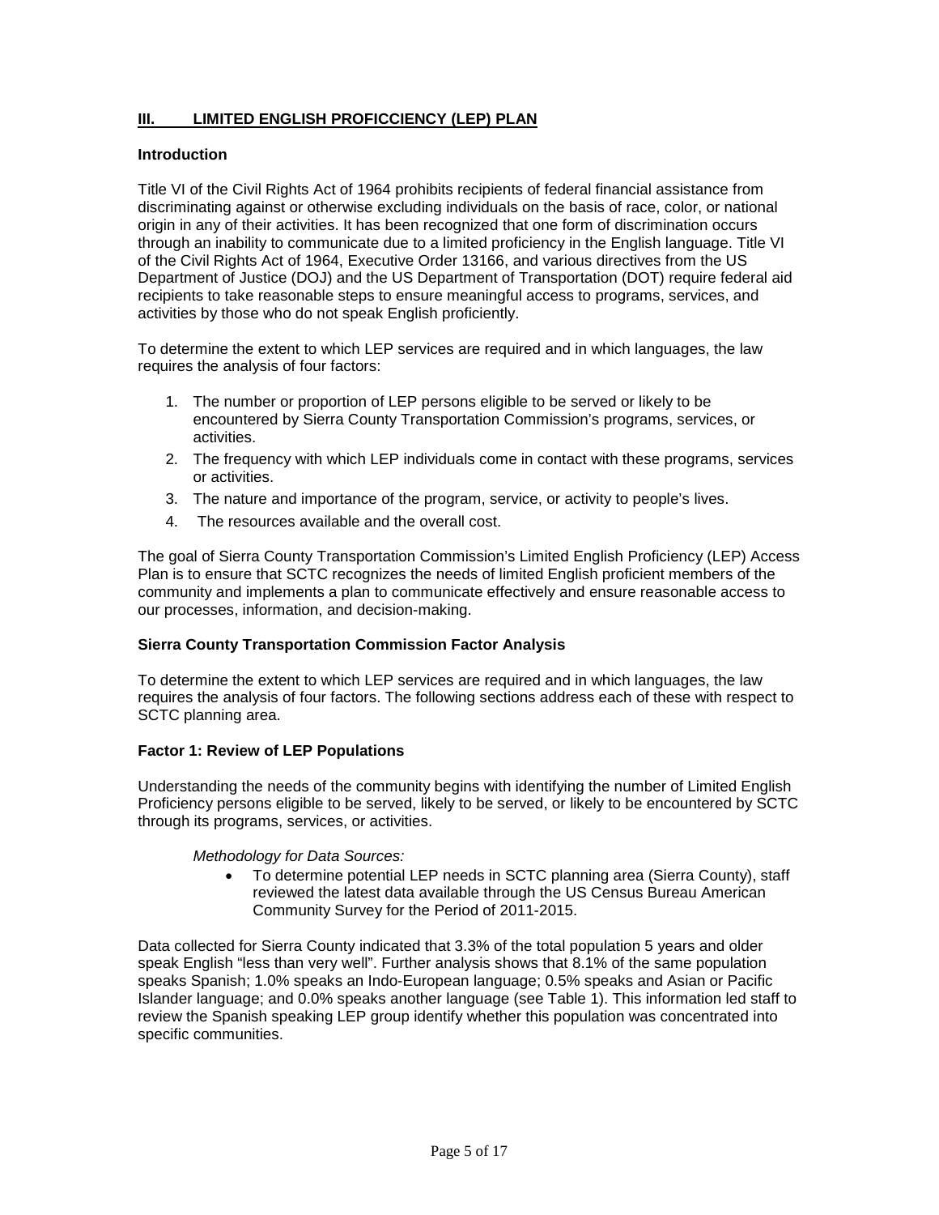## III. LIMITED ENGLISH PROFICCIENCY (LEP) PLAN

### Introduction

Title VI of the Civil Rights Act of 1964 prohibits recipients of federal financial assistance from discriminating against or otherwise excluding individuals on the basis of race, color, or national origin in any of their activities. It has been recognized that one form of discrimination occurs through an inability to communicate due to a limited proficiency in the English language. Title VI of the Civil Rights Act of 1964, Executive Order 13166, and various directives from the US Department of Justice (DOJ) and the US Department of Transportation (DOT) require federal aid recipients to take reasonable steps to ensure meaningful access to programs, services, and activities by those who do not speak English proficiently.

To determine the extent to which LEP services are required and in which languages, the law requires the analysis of four factors:

1. The number or proportion of LEP persons eligible to be served or likely to be encountered by Sierra County Transportation Commission's programs, services, or activities.
2. The frequency with which LEP individuals come in contact with these programs, services or activities.
3. The nature and importance of the program, service, or activity to people's lives.
4. The resources available and the overall cost.

The goal of Sierra County Transportation Commission's Limited English Proficiency (LEP) Access Plan is to ensure that SCTC recognizes the needs of limited English proficient members of the community and implements a plan to communicate effectively and ensure reasonable access to our processes, information, and decision-making.

### Sierra County Transportation Commission Factor Analysis

To determine the extent to which LEP services are required and in which languages, the law requires the analysis of four factors. The following sections address each of these with respect to SCTC planning area.

### Factor 1: Review of LEP Populations

Understanding the needs of the community begins with identifying the number of Limited English Proficiency persons eligible to be served, likely to be served, or likely to be encountered by SCTC through its programs, services, or activities.

*Methodology for Data Sources:*

- To determine potential LEP needs in SCTC planning area (Sierra County), staff reviewed the latest data available through the US Census Bureau American Community Survey for the Period of 2011-2015.

Data collected for Sierra County indicated that 3.3% of the total population 5 years and older speak English "less than very well". Further analysis shows that 8.1% of the same population speaks Spanish; 1.0% speaks an Indo-European language; 0.5% speaks and Asian or Pacific Islander language; and 0.0% speaks another language (see Table 1). This information led staff to review the Spanish speaking LEP group identify whether this population was concentrated into specific communities.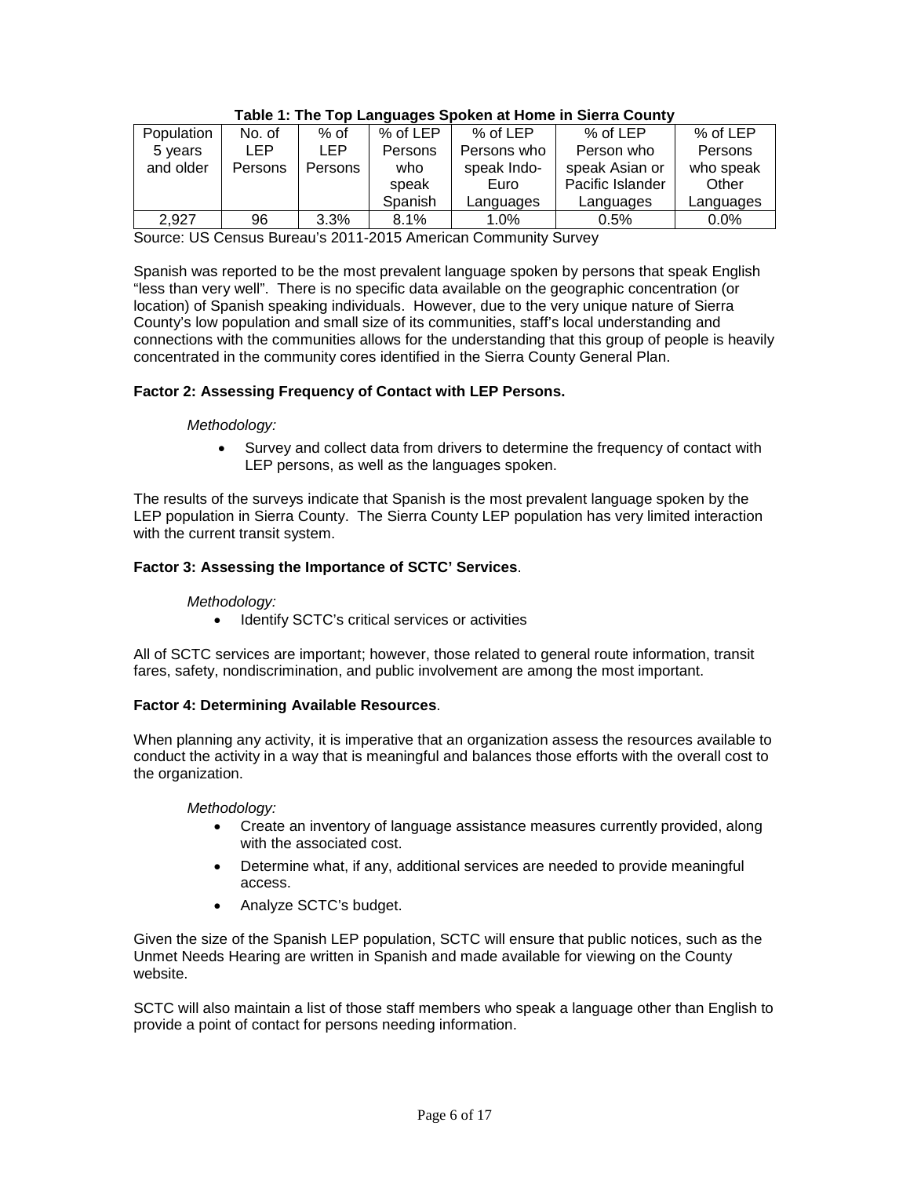**Table 1: The Top Languages Spoken at Home in Sierra County**

| Population 5 years and older | No. of LEP Persons | % of LEP Persons | % of LEP Persons who speak Spanish | % of LEP Persons who speak Indo-Euro Languages | % of LEP Person who speak Asian or Pacific Islander Languages | % of LEP Persons who speak Other Languages |
|---|---|---|---|---|---|---|
| 2,927 | 96 | 3.3% | 8.1% | 1.0% | 0.5% | 0.0% |

Source: US Census Bureau's 2011-2015 American Community Survey

Spanish was reported to be the most prevalent language spoken by persons that speak English "less than very well". There is no specific data available on the geographic concentration (or location) of Spanish speaking individuals. However, due to the very unique nature of Sierra County's low population and small size of its communities, staff's local understanding and connections with the communities allows for the understanding that this group of people is heavily concentrated in the community cores identified in the Sierra County General Plan.

**Factor 2: Assessing Frequency of Contact with LEP Persons.**

*Methodology:*

- Survey and collect data from drivers to determine the frequency of contact with LEP persons, as well as the languages spoken.

The results of the surveys indicate that Spanish is the most prevalent language spoken by the LEP population in Sierra County. The Sierra County LEP population has very limited interaction with the current transit system.

**Factor 3: Assessing the Importance of SCTC' Services**.

*Methodology:*

- Identify SCTC's critical services or activities

All of SCTC services are important; however, those related to general route information, transit fares, safety, nondiscrimination, and public involvement are among the most important.

**Factor 4: Determining Available Resources**.

When planning any activity, it is imperative that an organization assess the resources available to conduct the activity in a way that is meaningful and balances those efforts with the overall cost to the organization.

*Methodology:*

- Create an inventory of language assistance measures currently provided, along with the associated cost.
- Determine what, if any, additional services are needed to provide meaningful access.
- Analyze SCTC's budget.

Given the size of the Spanish LEP population, SCTC will ensure that public notices, such as the Unmet Needs Hearing are written in Spanish and made available for viewing on the County website.

SCTC will also maintain a list of those staff members who speak a language other than English to provide a point of contact for persons needing information.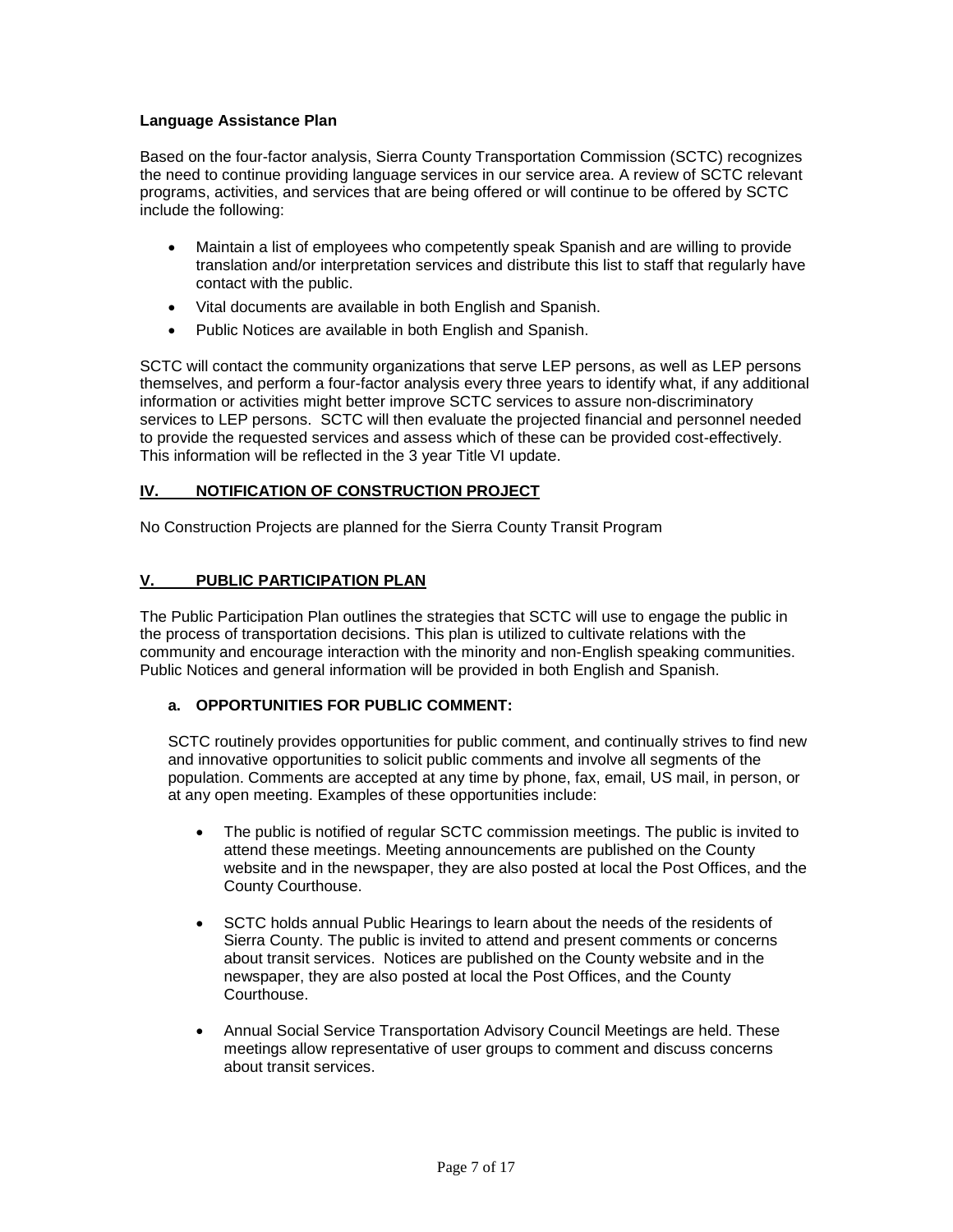**Language Assistance Plan**

Based on the four-factor analysis, Sierra County Transportation Commission (SCTC) recognizes the need to continue providing language services in our service area. A review of SCTC relevant programs, activities, and services that are being offered or will continue to be offered by SCTC include the following:

- Maintain a list of employees who competently speak Spanish and are willing to provide translation and/or interpretation services and distribute this list to staff that regularly have contact with the public.
- Vital documents are available in both English and Spanish.
- Public Notices are available in both English and Spanish.

SCTC will contact the community organizations that serve LEP persons, as well as LEP persons themselves, and perform a four-factor analysis every three years to identify what, if any additional information or activities might better improve SCTC services to assure non-discriminatory services to LEP persons. SCTC will then evaluate the projected financial and personnel needed to provide the requested services and assess which of these can be provided cost-effectively. This information will be reflected in the 3 year Title VI update.

## IV. NOTIFICATION OF CONSTRUCTION PROJECT

No Construction Projects are planned for the Sierra County Transit Program

## V. PUBLIC PARTICIPATION PLAN

The Public Participation Plan outlines the strategies that SCTC will use to engage the public in the process of transportation decisions. This plan is utilized to cultivate relations with the community and encourage interaction with the minority and non-English speaking communities. Public Notices and general information will be provided in both English and Spanish.

### a. OPPORTUNITIES FOR PUBLIC COMMENT:

SCTC routinely provides opportunities for public comment, and continually strives to find new and innovative opportunities to solicit public comments and involve all segments of the population. Comments are accepted at any time by phone, fax, email, US mail, in person, or at any open meeting. Examples of these opportunities include:

- The public is notified of regular SCTC commission meetings. The public is invited to attend these meetings. Meeting announcements are published on the County website and in the newspaper, they are also posted at local the Post Offices, and the County Courthouse.
- SCTC holds annual Public Hearings to learn about the needs of the residents of Sierra County. The public is invited to attend and present comments or concerns about transit services. Notices are published on the County website and in the newspaper, they are also posted at local the Post Offices, and the County Courthouse.
- Annual Social Service Transportation Advisory Council Meetings are held. These meetings allow representative of user groups to comment and discuss concerns about transit services.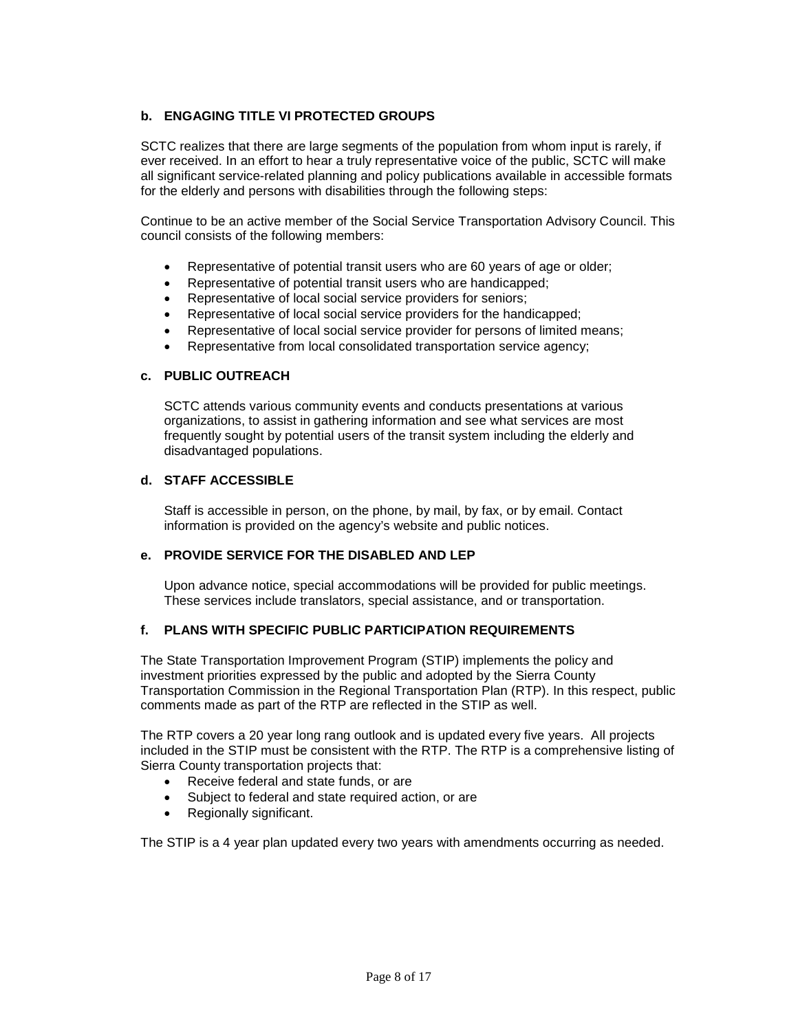### b. ENGAGING TITLE VI PROTECTED GROUPS

SCTC realizes that there are large segments of the population from whom input is rarely, if ever received. In an effort to hear a truly representative voice of the public, SCTC will make all significant service-related planning and policy publications available in accessible formats for the elderly and persons with disabilities through the following steps:

Continue to be an active member of the Social Service Transportation Advisory Council. This council consists of the following members:

- Representative of potential transit users who are 60 years of age or older;
- Representative of potential transit users who are handicapped;
- Representative of local social service providers for seniors;
- Representative of local social service providers for the handicapped;
- Representative of local social service provider for persons of limited means;
- Representative from local consolidated transportation service agency;

### c. PUBLIC OUTREACH

SCTC attends various community events and conducts presentations at various organizations, to assist in gathering information and see what services are most frequently sought by potential users of the transit system including the elderly and disadvantaged populations.

### d. STAFF ACCESSIBLE

Staff is accessible in person, on the phone, by mail, by fax, or by email. Contact information is provided on the agency's website and public notices.

### e. PROVIDE SERVICE FOR THE DISABLED AND LEP

Upon advance notice, special accommodations will be provided for public meetings. These services include translators, special assistance, and or transportation.

### f. PLANS WITH SPECIFIC PUBLIC PARTICIPATION REQUIREMENTS

The State Transportation Improvement Program (STIP) implements the policy and investment priorities expressed by the public and adopted by the Sierra County Transportation Commission in the Regional Transportation Plan (RTP). In this respect, public comments made as part of the RTP are reflected in the STIP as well.

The RTP covers a 20 year long rang outlook and is updated every five years. All projects included in the STIP must be consistent with the RTP. The RTP is a comprehensive listing of Sierra County transportation projects that:

- Receive federal and state funds, or are
- Subject to federal and state required action, or are
- Regionally significant.

The STIP is a 4 year plan updated every two years with amendments occurring as needed.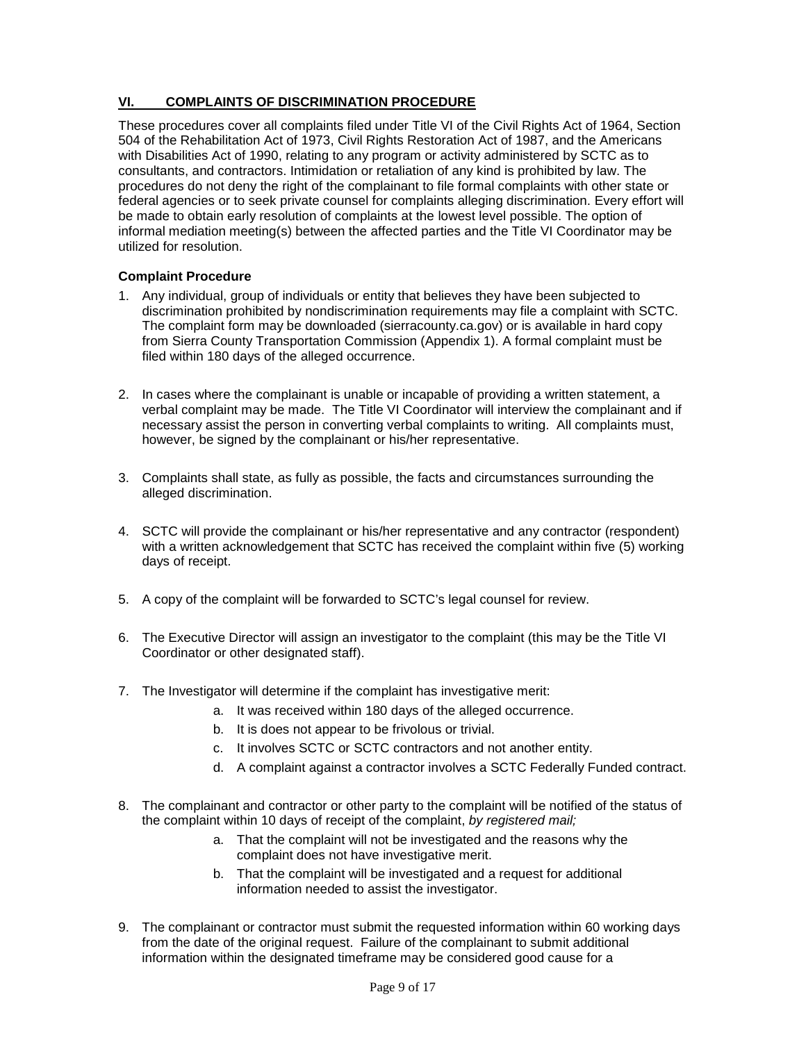## VI. COMPLAINTS OF DISCRIMINATION PROCEDURE

These procedures cover all complaints filed under Title VI of the Civil Rights Act of 1964, Section 504 of the Rehabilitation Act of 1973, Civil Rights Restoration Act of 1987, and the Americans with Disabilities Act of 1990, relating to any program or activity administered by SCTC as to consultants, and contractors. Intimidation or retaliation of any kind is prohibited by law. The procedures do not deny the right of the complainant to file formal complaints with other state or federal agencies or to seek private counsel for complaints alleging discrimination. Every effort will be made to obtain early resolution of complaints at the lowest level possible. The option of informal mediation meeting(s) between the affected parties and the Title VI Coordinator may be utilized for resolution.

### Complaint Procedure

1. Any individual, group of individuals or entity that believes they have been subjected to discrimination prohibited by nondiscrimination requirements may file a complaint with SCTC. The complaint form may be downloaded (sierracounty.ca.gov) or is available in hard copy from Sierra County Transportation Commission (Appendix 1). A formal complaint must be filed within 180 days of the alleged occurrence.

2. In cases where the complainant is unable or incapable of providing a written statement, a verbal complaint may be made. The Title VI Coordinator will interview the complainant and if necessary assist the person in converting verbal complaints to writing. All complaints must, however, be signed by the complainant or his/her representative.

3. Complaints shall state, as fully as possible, the facts and circumstances surrounding the alleged discrimination.

4. SCTC will provide the complainant or his/her representative and any contractor (respondent) with a written acknowledgement that SCTC has received the complaint within five (5) working days of receipt.

5. A copy of the complaint will be forwarded to SCTC's legal counsel for review.

6. The Executive Director will assign an investigator to the complaint (this may be the Title VI Coordinator or other designated staff).

7. The Investigator will determine if the complaint has investigative merit:
   a. It was received within 180 days of the alleged occurrence.
   b. It is does not appear to be frivolous or trivial.
   c. It involves SCTC or SCTC contractors and not another entity.
   d. A complaint against a contractor involves a SCTC Federally Funded contract.

8. The complainant and contractor or other party to the complaint will be notified of the status of the complaint within 10 days of receipt of the complaint, *by registered mail;*
   a. That the complaint will not be investigated and the reasons why the complaint does not have investigative merit.
   b. That the complaint will be investigated and a request for additional information needed to assist the investigator.

9. The complainant or contractor must submit the requested information within 60 working days from the date of the original request. Failure of the complainant to submit additional information within the designated timeframe may be considered good cause for a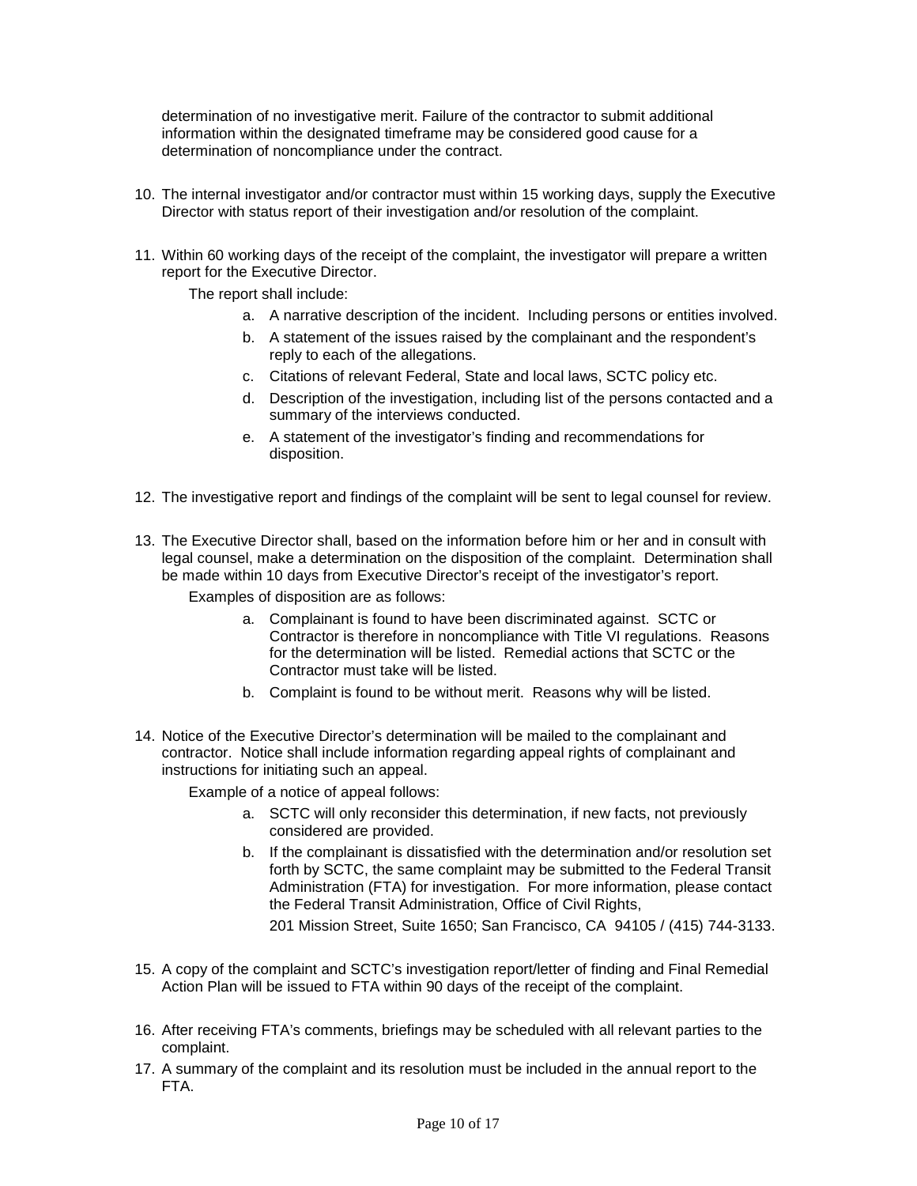determination of no investigative merit. Failure of the contractor to submit additional information within the designated timeframe may be considered good cause for a determination of noncompliance under the contract.

10. The internal investigator and/or contractor must within 15 working days, supply the Executive Director with status report of their investigation and/or resolution of the complaint.

11. Within 60 working days of the receipt of the complaint, the investigator will prepare a written report for the Executive Director.

    The report shall include:

    a. A narrative description of the incident. Including persons or entities involved.
    b. A statement of the issues raised by the complainant and the respondent's reply to each of the allegations.
    c. Citations of relevant Federal, State and local laws, SCTC policy etc.
    d. Description of the investigation, including list of the persons contacted and a summary of the interviews conducted.
    e. A statement of the investigator's finding and recommendations for disposition.

12. The investigative report and findings of the complaint will be sent to legal counsel for review.

13. The Executive Director shall, based on the information before him or her and in consult with legal counsel, make a determination on the disposition of the complaint. Determination shall be made within 10 days from Executive Director's receipt of the investigator's report.

    Examples of disposition are as follows:

    a. Complainant is found to have been discriminated against. SCTC or Contractor is therefore in noncompliance with Title VI regulations. Reasons for the determination will be listed. Remedial actions that SCTC or the Contractor must take will be listed.
    b. Complaint is found to be without merit. Reasons why will be listed.

14. Notice of the Executive Director's determination will be mailed to the complainant and contractor. Notice shall include information regarding appeal rights of complainant and instructions for initiating such an appeal.

    Example of a notice of appeal follows:

    a. SCTC will only reconsider this determination, if new facts, not previously considered are provided.
    b. If the complainant is dissatisfied with the determination and/or resolution set forth by SCTC, the same complaint may be submitted to the Federal Transit Administration (FTA) for investigation. For more information, please contact the Federal Transit Administration, Office of Civil Rights,

       201 Mission Street, Suite 1650; San Francisco, CA 94105 / (415) 744-3133.

15. A copy of the complaint and SCTC's investigation report/letter of finding and Final Remedial Action Plan will be issued to FTA within 90 days of the receipt of the complaint.

16. After receiving FTA's comments, briefings may be scheduled with all relevant parties to the complaint.

17. A summary of the complaint and its resolution must be included in the annual report to the FTA.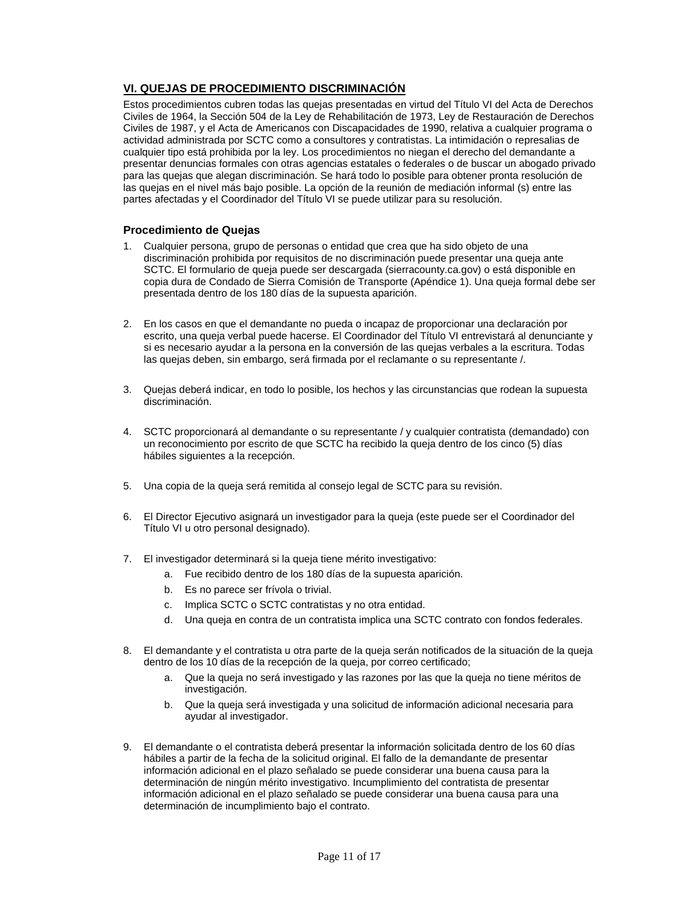## VI. QUEJAS DE PROCEDIMIENTO DISCRIMINACIÓN

Estos procedimientos cubren todas las quejas presentadas en virtud del Título VI del Acta de Derechos Civiles de 1964, la Sección 504 de la Ley de Rehabilitación de 1973, Ley de Restauración de Derechos Civiles de 1987, y el Acta de Americanos con Discapacidades de 1990, relativa a cualquier programa o actividad administrada por SCTC como a consultores y contratistas. La intimidación o represalias de cualquier tipo está prohibida por la ley. Los procedimientos no niegan el derecho del demandante a presentar denuncias formales con otras agencias estatales o federales o de buscar un abogado privado para las quejas que alegan discriminación. Se hará todo lo posible para obtener pronta resolución de las quejas en el nivel más bajo posible. La opción de la reunión de mediación informal (s) entre las partes afectadas y el Coordinador del Título VI se puede utilizar para su resolución.

### Procedimiento de Quejas

1. Cualquier persona, grupo de personas o entidad que crea que ha sido objeto de una discriminación prohibida por requisitos de no discriminación puede presentar una queja ante SCTC. El formulario de queja puede ser descargada (sierracounty.ca.gov) o está disponible en copia dura de Condado de Sierra Comisión de Transporte (Apéndice 1). Una queja formal debe ser presentada dentro de los 180 días de la supuesta aparición.

2. En los casos en que el demandante no pueda o incapaz de proporcionar una declaración por escrito, una queja verbal puede hacerse. El Coordinador del Título VI entrevistará al denunciante y si es necesario ayudar a la persona en la conversión de las quejas verbales a la escritura. Todas las quejas deben, sin embargo, será firmada por el reclamante o su representante /.

3. Quejas deberá indicar, en todo lo posible, los hechos y las circunstancias que rodean la supuesta discriminación.

4. SCTC proporcionará al demandante o su representante / y cualquier contratista (demandado) con un reconocimiento por escrito de que SCTC ha recibido la queja dentro de los cinco (5) días hábiles siguientes a la recepción.

5. Una copia de la queja será remitida al consejo legal de SCTC para su revisión.

6. El Director Ejecutivo asignará un investigador para la queja (este puede ser el Coordinador del Título VI u otro personal designado).

7. El investigador determinará si la queja tiene mérito investigativo:
   a. Fue recibido dentro de los 180 días de la supuesta aparición.
   b. Es no parece ser frívola o trivial.
   c. Implica SCTC o SCTC contratistas y no otra entidad.
   d. Una queja en contra de un contratista implica una SCTC contrato con fondos federales.

8. El demandante y el contratista u otra parte de la queja serán notificados de la situación de la queja dentro de los 10 días de la recepción de la queja, por correo certificado;
   a. Que la queja no será investigado y las razones por las que la queja no tiene méritos de investigación.
   b. Que la queja será investigada y una solicitud de información adicional necesaria para ayudar al investigador.

9. El demandante o el contratista deberá presentar la información solicitada dentro de los 60 días hábiles a partir de la fecha de la solicitud original. El fallo de la demandante de presentar información adicional en el plazo señalado se puede considerar una buena causa para la determinación de ningún mérito investigativo. Incumplimiento del contratista de presentar información adicional en el plazo señalado se puede considerar una buena causa para una determinación de incumplimiento bajo el contrato.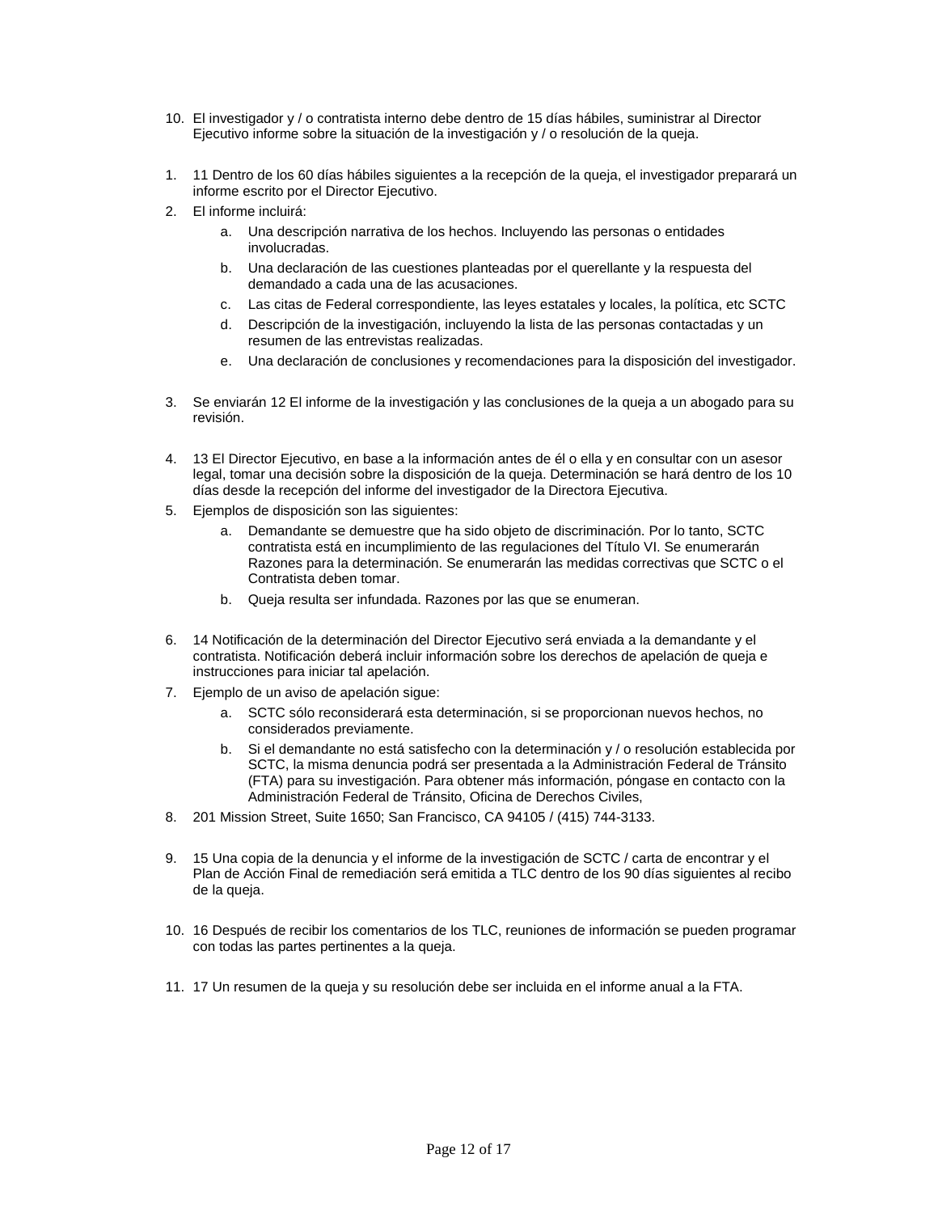10. El investigador y / o contratista interno debe dentro de 15 días hábiles, suministrar al Director Ejecutivo informe sobre la situación de la investigación y / o resolución de la queja.

1. 11 Dentro de los 60 días hábiles siguientes a la recepción de la queja, el investigador preparará un informe escrito por el Director Ejecutivo.
2. El informe incluirá:
    a. Una descripción narrativa de los hechos. Incluyendo las personas o entidades involucradas.
    b. Una declaración de las cuestiones planteadas por el querellante y la respuesta del demandado a cada una de las acusaciones.
    c. Las citas de Federal correspondiente, las leyes estatales y locales, la política, etc SCTC
    d. Descripción de la investigación, incluyendo la lista de las personas contactadas y un resumen de las entrevistas realizadas.
    e. Una declaración de conclusiones y recomendaciones para la disposición del investigador.

3. Se enviarán 12 El informe de la investigación y las conclusiones de la queja a un abogado para su revisión.

4. 13 El Director Ejecutivo, en base a la información antes de él o ella y en consultar con un asesor legal, tomar una decisión sobre la disposición de la queja. Determinación se hará dentro de los 10 días desde la recepción del informe del investigador de la Directora Ejecutiva.
5. Ejemplos de disposición son las siguientes:
    a. Demandante se demuestre que ha sido objeto de discriminación. Por lo tanto, SCTC contratista está en incumplimiento de las regulaciones del Título VI. Se enumerarán Razones para la determinación. Se enumerarán las medidas correctivas que SCTC o el Contratista deben tomar.
    b. Queja resulta ser infundada. Razones por las que se enumeran.

6. 14 Notificación de la determinación del Director Ejecutivo será enviada a la demandante y el contratista. Notificación deberá incluir información sobre los derechos de apelación de queja e instrucciones para iniciar tal apelación.
7. Ejemplo de un aviso de apelación sigue:
    a. SCTC sólo reconsiderará esta determinación, si se proporcionan nuevos hechos, no considerados previamente.
    b. Si el demandante no está satisfecho con la determinación y / o resolución establecida por SCTC, la misma denuncia podrá ser presentada a la Administración Federal de Tránsito (FTA) para su investigación. Para obtener más información, póngase en contacto con la Administración Federal de Tránsito, Oficina de Derechos Civiles,
8. 201 Mission Street, Suite 1650; San Francisco, CA 94105 / (415) 744-3133.

9. 15 Una copia de la denuncia y el informe de la investigación de SCTC / carta de encontrar y el Plan de Acción Final de remediación será emitida a TLC dentro de los 90 días siguientes al recibo de la queja.

10. 16 Después de recibir los comentarios de los TLC, reuniones de información se pueden programar con todas las partes pertinentes a la queja.

11. 17 Un resumen de la queja y su resolución debe ser incluida en el informe anual a la FTA.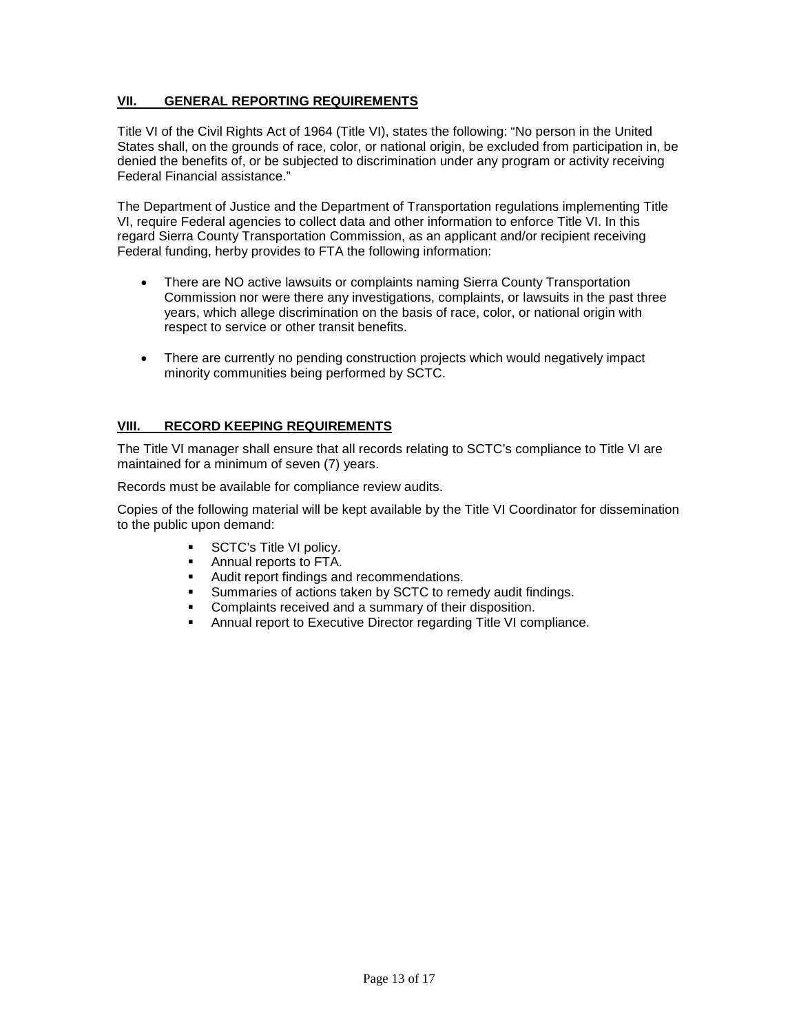## VII. GENERAL REPORTING REQUIREMENTS

Title VI of the Civil Rights Act of 1964 (Title VI), states the following: "No person in the United States shall, on the grounds of race, color, or national origin, be excluded from participation in, be denied the benefits of, or be subjected to discrimination under any program or activity receiving Federal Financial assistance."

The Department of Justice and the Department of Transportation regulations implementing Title VI, require Federal agencies to collect data and other information to enforce Title VI. In this regard Sierra County Transportation Commission, as an applicant and/or recipient receiving Federal funding, herby provides to FTA the following information:

- There are NO active lawsuits or complaints naming Sierra County Transportation Commission nor were there any investigations, complaints, or lawsuits in the past three years, which allege discrimination on the basis of race, color, or national origin with respect to service or other transit benefits.
- There are currently no pending construction projects which would negatively impact minority communities being performed by SCTC.

## VIII. RECORD KEEPING REQUIREMENTS

The Title VI manager shall ensure that all records relating to SCTC's compliance to Title VI are maintained for a minimum of seven (7) years.

Records must be available for compliance review audits.

Copies of the following material will be kept available by the Title VI Coordinator for dissemination to the public upon demand:

- SCTC's Title VI policy.
- Annual reports to FTA.
- Audit report findings and recommendations.
- Summaries of actions taken by SCTC to remedy audit findings.
- Complaints received and a summary of their disposition.
- Annual report to Executive Director regarding Title VI compliance.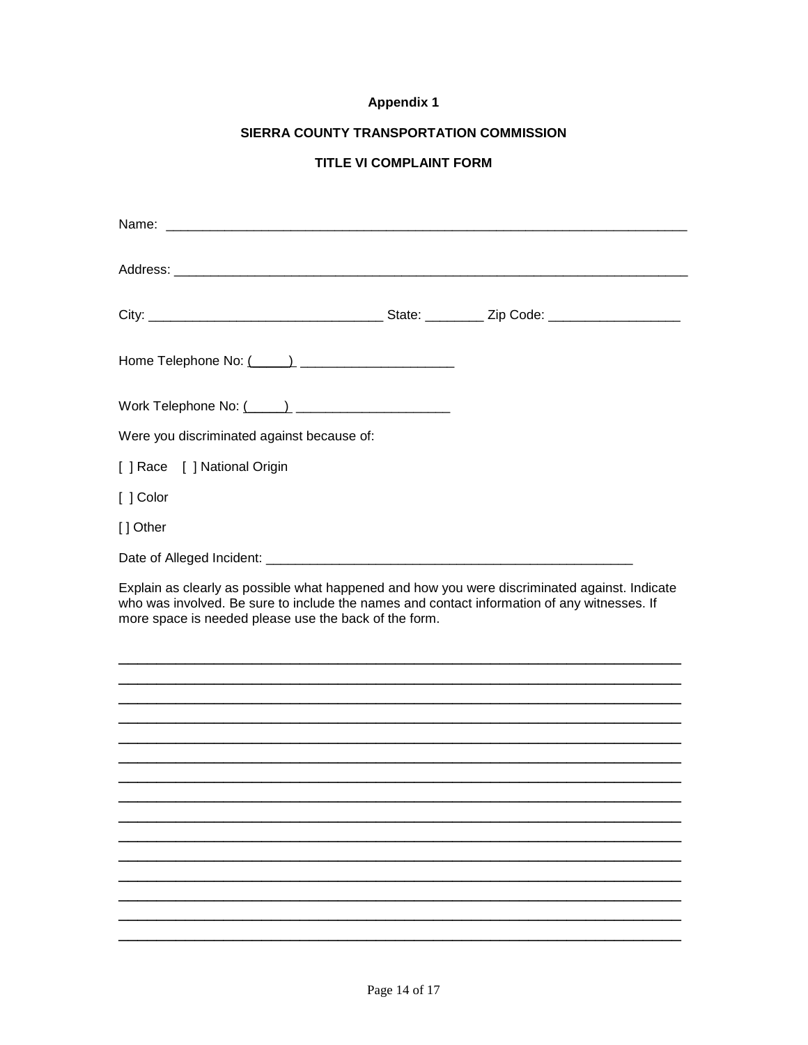**Appendix 1**

**SIERRA COUNTY TRANSPORTATION COMMISSION**

**TITLE VI COMPLAINT FORM**

Name: ___________________________________________________________________________

Address: _________________________________________________________________________

City: ________________________________ State: ________ Zip Code: __________________

Home Telephone No: (_____) _____________________

Work Telephone No: (_____) _____________________

Were you discriminated against because of:

[ ] Race [ ] National Origin

[ ] Color

[] Other

Date of Alleged Incident: ____________________________________________________

Explain as clearly as possible what happened and how you were discriminated against. Indicate who was involved. Be sure to include the names and contact information of any witnesses. If more space is needed please use the back of the form.

_____________________________________________________________________________

_____________________________________________________________________________

_____________________________________________________________________________

_____________________________________________________________________________

_____________________________________________________________________________

_____________________________________________________________________________

_____________________________________________________________________________

_____________________________________________________________________________

_____________________________________________________________________________

_____________________________________________________________________________

_____________________________________________________________________________

_____________________________________________________________________________

_____________________________________________________________________________

_____________________________________________________________________________

_____________________________________________________________________________

_____________________________________________________________________________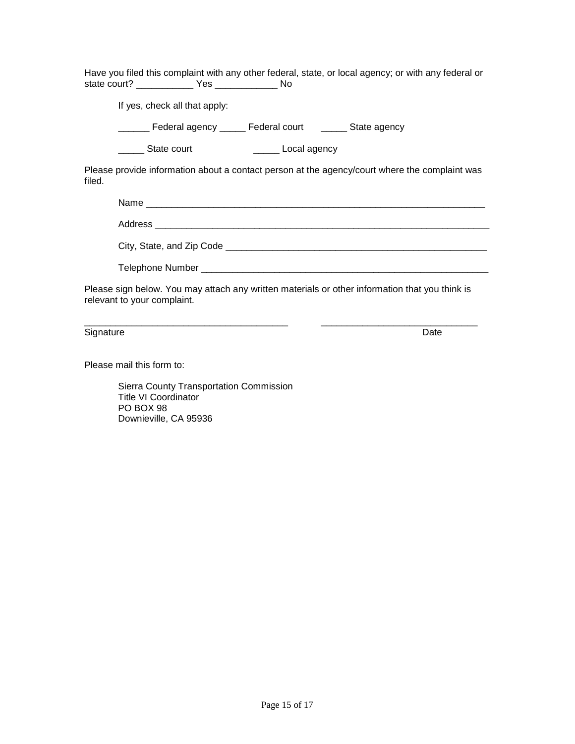Have you filed this complaint with any other federal, state, or local agency; or with any federal or state court? ___________ Yes ____________ No

If yes, check all that apply:

______ Federal agency _____ Federal court _____ State agency

_____ State court _____ Local agency

Please provide information about a contact person at the agency/court where the complaint was filed.

Name ____________________________________________________________________

Address __________________________________________________________________

City, State, and Zip Code ___________________________________________________

Telephone Number _________________________________________________________

Please sign below. You may attach any written materials or other information that you think is relevant to your complaint.

________________________________________ ______________________________

Signature Date

Please mail this form to:

Sierra County Transportation Commission
Title VI Coordinator
PO BOX 98
Downieville, CA 95936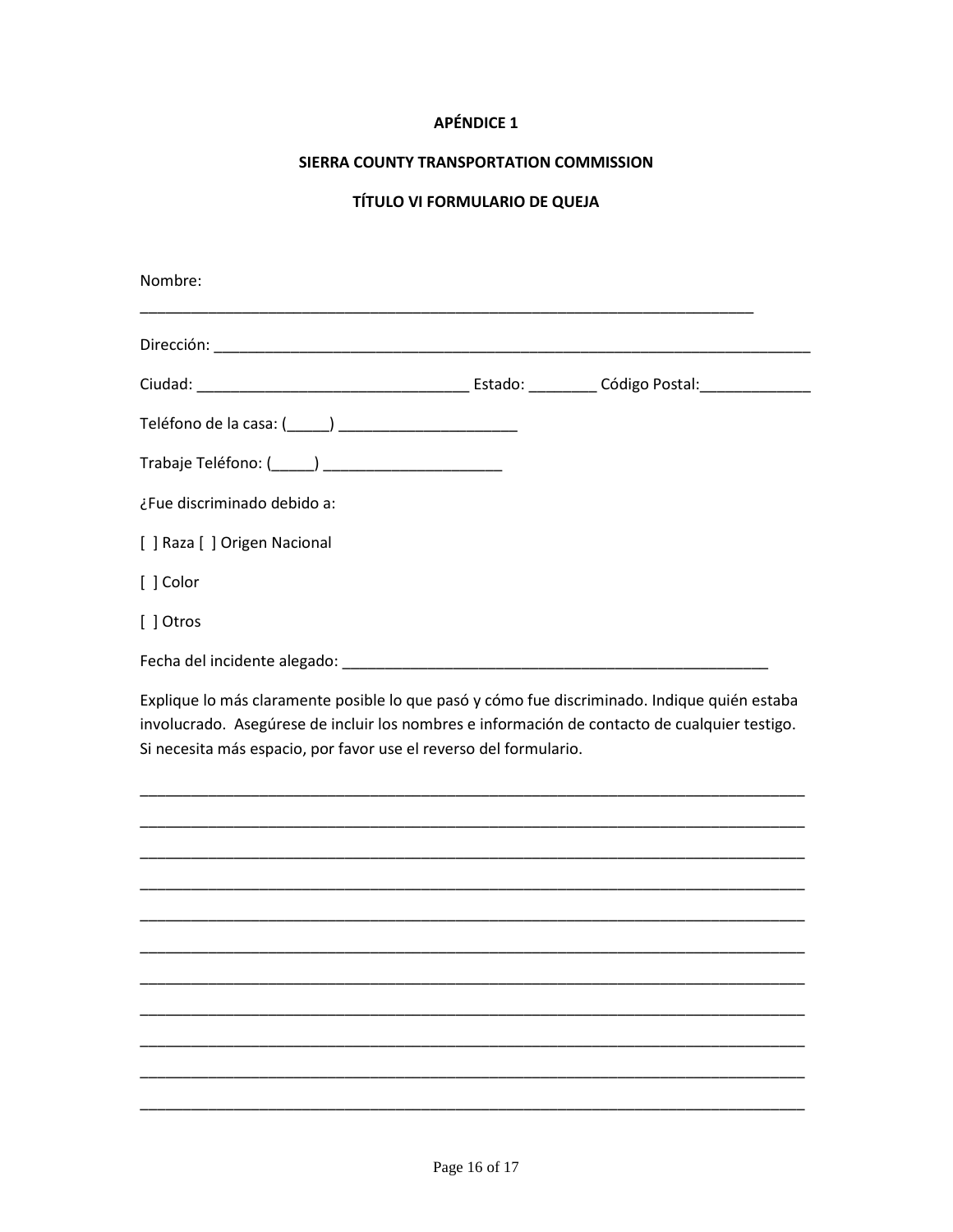**APÉNDICE 1**

**SIERRA COUNTY TRANSPORTATION COMMISSION**

**TÍTULO VI FORMULARIO DE QUEJA**

Nombre:
___________________________________________________________________________

Dirección: ___________________________________________________________________________

Ciudad: _________________________________ Estado: ________ Código Postal:_____________

Teléfono de la casa: (_____) _____________________

Trabaje Teléfono: (_____) _____________________

¿Fue discriminado debido a:

[ ] Raza [ ] Origen Nacional

[ ] Color

[ ] Otros

Fecha del incidente alegado: ____________________________________________________

Explique lo más claramente posible lo que pasó y cómo fue discriminado. Indique quién estaba involucrado. Asegúrese de incluir los nombres e información de contacto de cualquier testigo. Si necesita más espacio, por favor use el reverso del formulario.

___________________________________________________________________________

___________________________________________________________________________

___________________________________________________________________________

___________________________________________________________________________

___________________________________________________________________________

___________________________________________________________________________

___________________________________________________________________________

___________________________________________________________________________

___________________________________________________________________________

___________________________________________________________________________

___________________________________________________________________________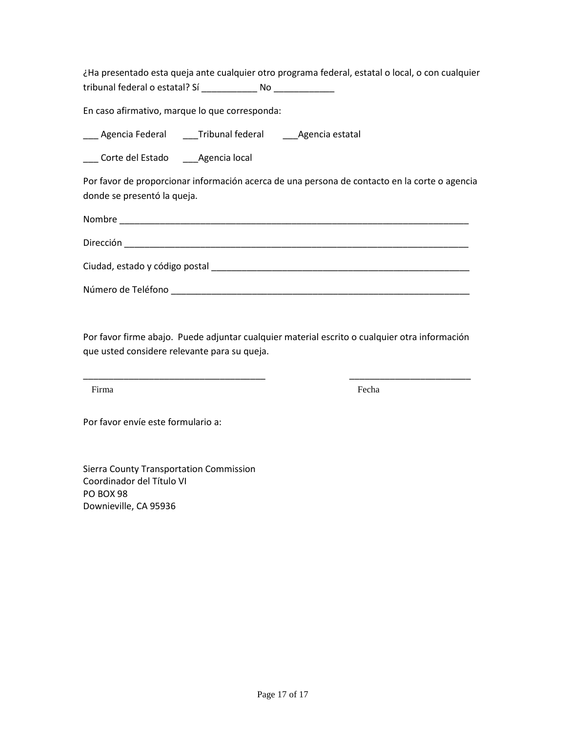¿Ha presentado esta queja ante cualquier otro programa federal, estatal o local, o con cualquier tribunal federal o estatal? Sí ___________ No ____________

En caso afirmativo, marque lo que corresponda:

___ Agencia Federal ___Tribunal federal ___Agencia estatal

___ Corte del Estado ___Agencia local

Por favor de proporcionar información acerca de una persona de contacto en la corte o agencia donde se presentó la queja.

Nombre ________________________________________________________________________

Dirección ______________________________________________________________________

Ciudad, estado y código postal ____________________________________________________

Número de Teléfono ____________________________________________________________

Por favor firme abajo. Puede adjuntar cualquier material escrito o cualquier otra información que usted considere relevante para su queja.

_____________________________________ ________________________

Firma Fecha

Por favor envíe este formulario a:

Sierra County Transportation Commission
Coordinador del Título VI
PO BOX 98
Downieville, CA 95936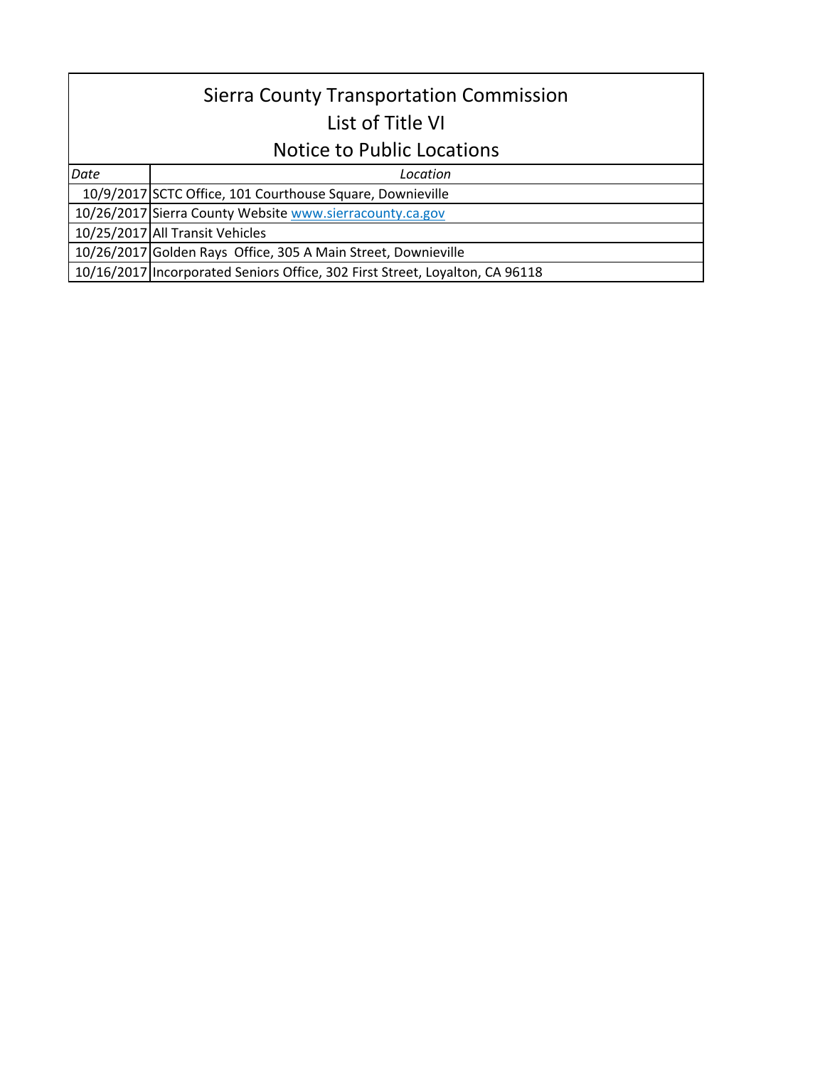# Sierra County Transportation Commission
## List of Title VI
## Notice to Public Locations

| *Date* | *Location* |
| --- | --- |
| 10/9/2017 | SCTC Office, 101 Courthouse Square, Downieville |
| 10/26/2017 | Sierra County Website www.sierracounty.ca.gov |
| 10/25/2017 | All Transit Vehicles |
| 10/26/2017 | Golden Rays  Office, 305 A Main Street, Downieville |
| 10/16/2017 | Incorporated Seniors Office, 302 First Street, Loyalton, CA 96118 |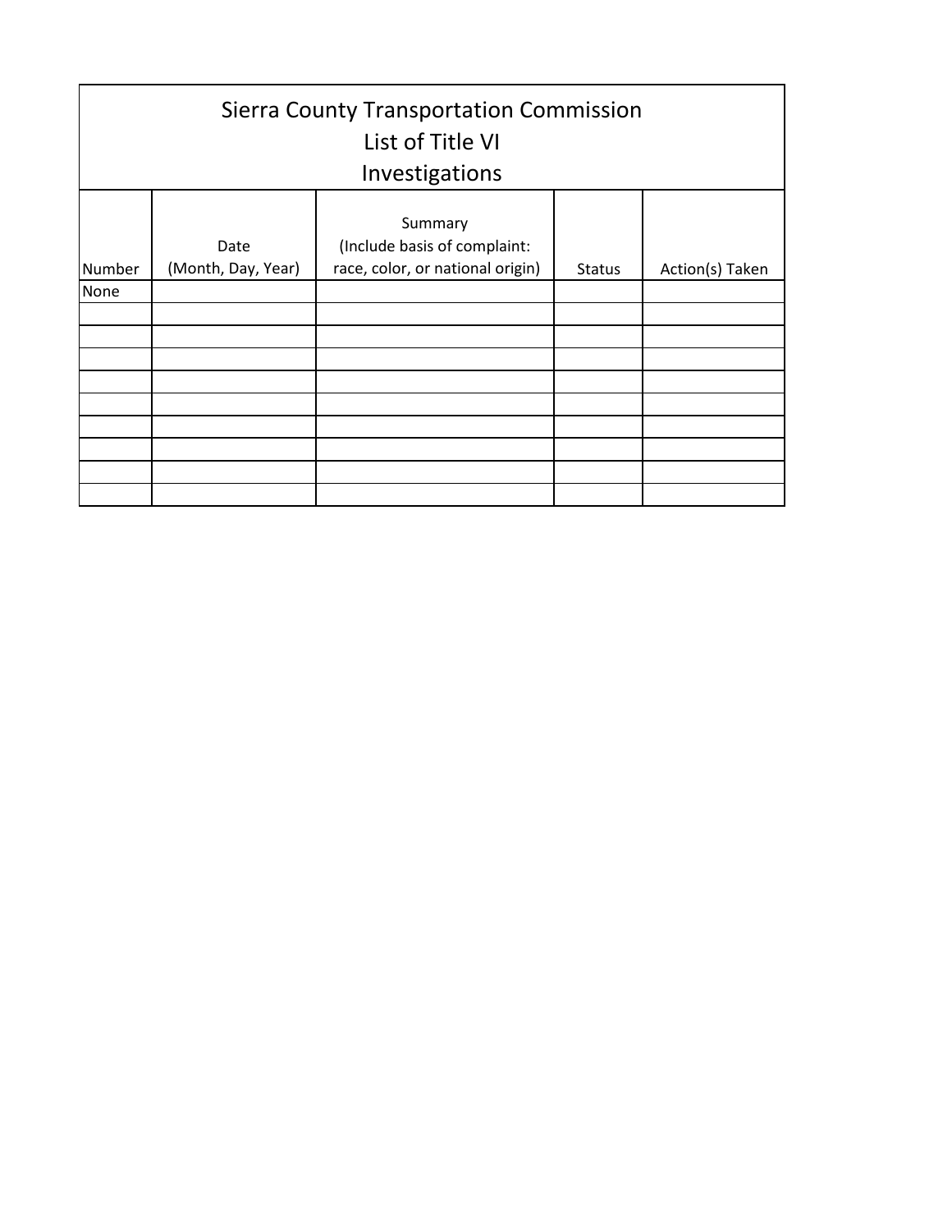# Sierra County Transportation Commission
# List of Title VI
# Investigations

| Number | Date (Month, Day, Year) | Summary (Include basis of complaint: race, color, or national origin) | Status | Action(s) Taken |
|---|---|---|---|---|
| None | | | | |
| | | | | |
| | | | | |
| | | | | |
| | | | | |
| | | | | |
| | | | | |
| | | | | |
| | | | | |
| | | | | |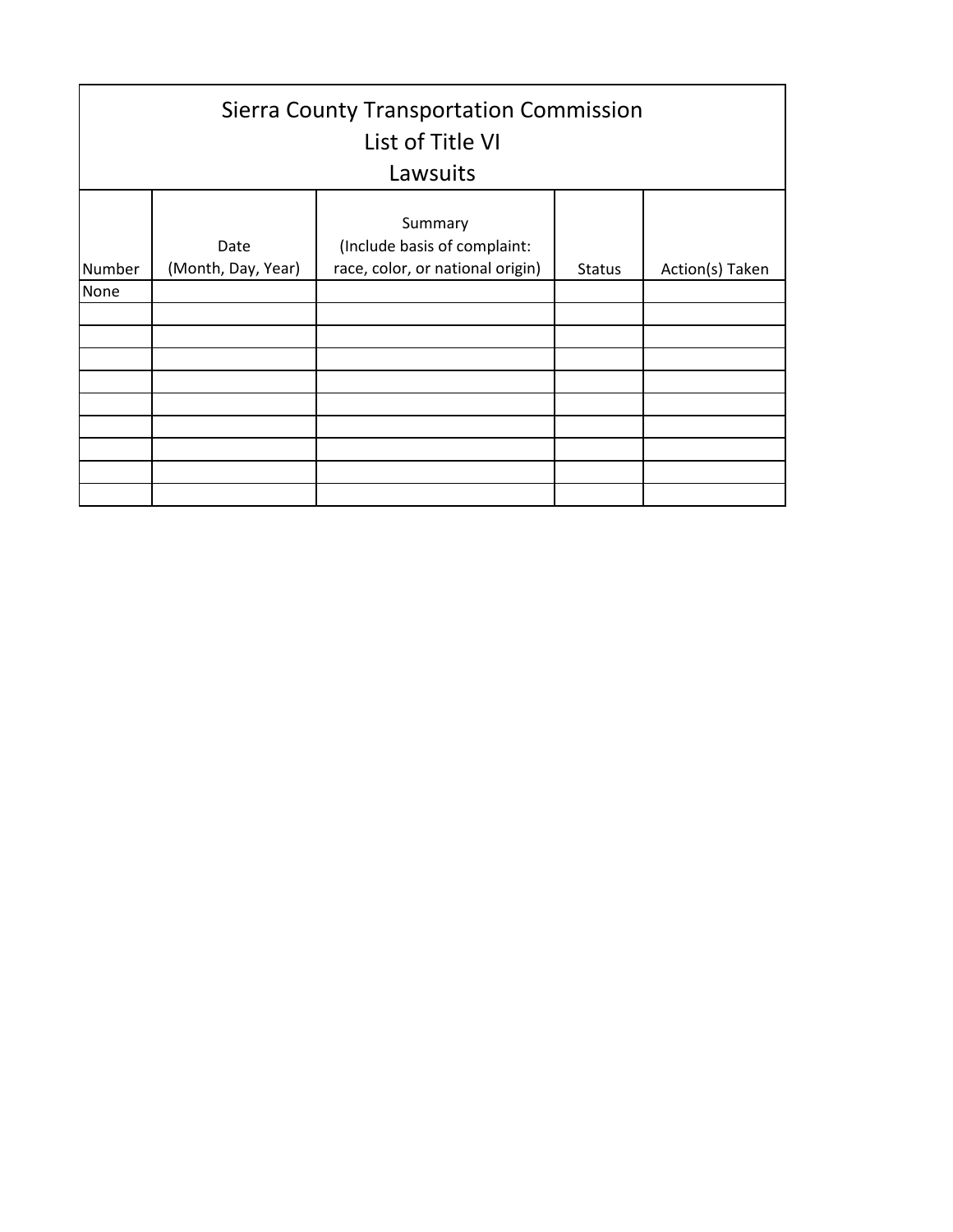# Sierra County Transportation Commission
## List of Title VI
## Lawsuits

| Number | Date (Month, Day, Year) | Summary (Include basis of complaint: race, color, or national origin) | Status | Action(s) Taken |
|---|---|---|---|---|
| None | | | | |
| | | | | |
| | | | | |
| | | | | |
| | | | | |
| | | | | |
| | | | | |
| | | | | |
| | | | | |
| | | | | |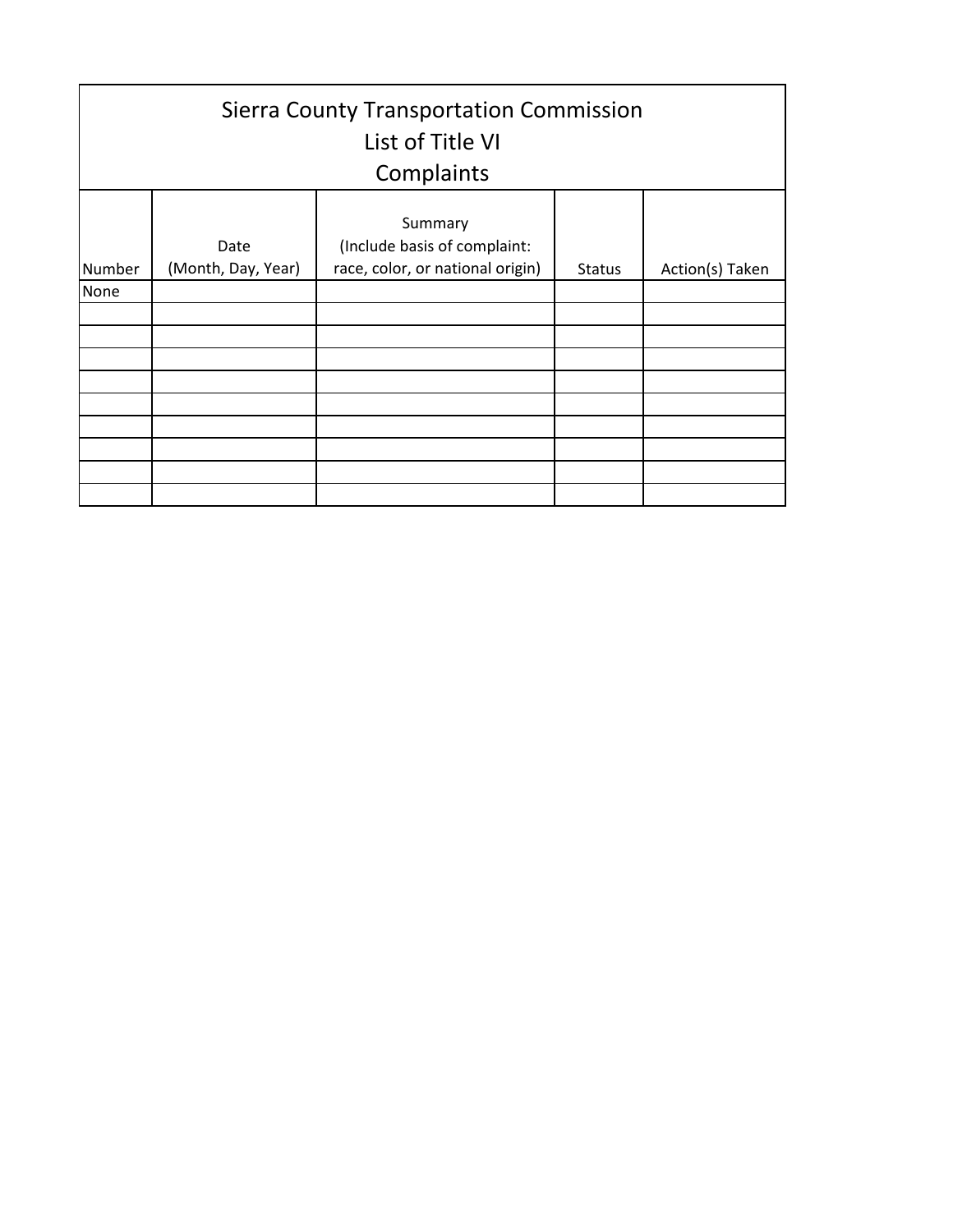| Sierra County Transportation Commission<br>List of Title VI<br>Complaints | | | | |
|---|---|---|---|---|
| Number | Date<br>(Month, Day, Year) | Summary<br>(Include basis of complaint:<br>race, color, or national origin) | Status | Action(s) Taken |
| None | | | | |
| | | | | |
| | | | | |
| | | | | |
| | | | | |
| | | | | |
| | | | | |
| | | | | |
| | | | | |
| | | | | |